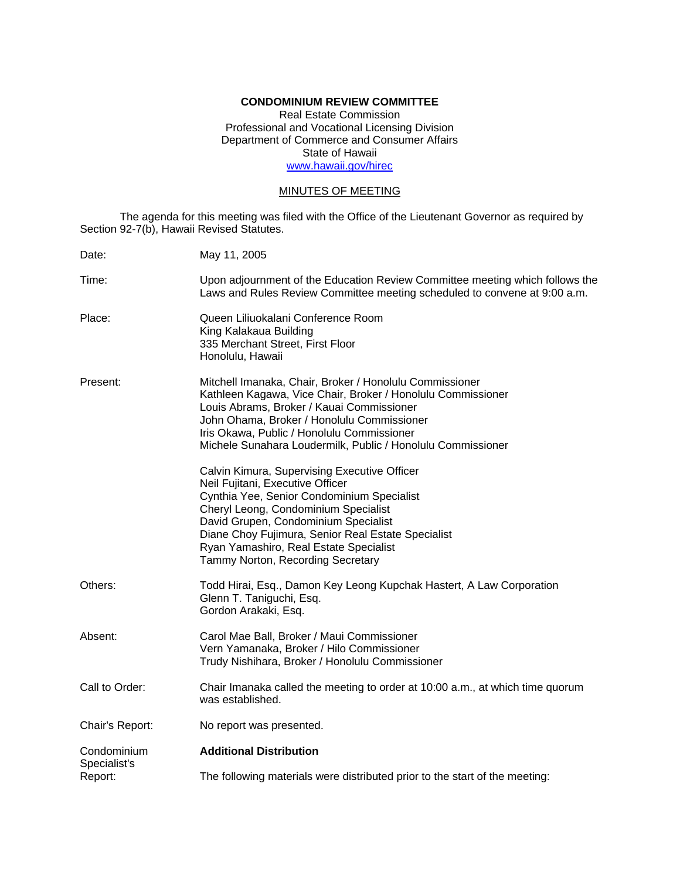**CONDOMINIUM REVIEW COMMITTEE**
Real Estate Commission
Professional and Vocational Licensing Division
Department of Commerce and Consumer Affairs
State of Hawaii
www.hawaii.gov/hirec

MINUTES OF MEETING

The agenda for this meeting was filed with the Office of the Lieutenant Governor as required by Section 92-7(b), Hawaii Revised Statutes.

Date: May 11, 2005

Time: Upon adjournment of the Education Review Committee meeting which follows the Laws and Rules Review Committee meeting scheduled to convene at 9:00 a.m.

Place: Queen Liliuokalani Conference Room
King Kalakaua Building
335 Merchant Street, First Floor
Honolulu, Hawaii

Present:
Mitchell Imanaka, Chair, Broker / Honolulu Commissioner
Kathleen Kagawa, Vice Chair, Broker / Honolulu Commissioner
Louis Abrams, Broker / Kauai Commissioner
John Ohama, Broker / Honolulu Commissioner
Iris Okawa, Public / Honolulu Commissioner
Michele Sunahara Loudermilk, Public / Honolulu Commissioner

Calvin Kimura, Supervising Executive Officer
Neil Fujitani, Executive Officer
Cynthia Yee, Senior Condominium Specialist
Cheryl Leong, Condominium Specialist
David Grupen, Condominium Specialist
Diane Choy Fujimura, Senior Real Estate Specialist
Ryan Yamashiro, Real Estate Specialist
Tammy Norton, Recording Secretary

Others:
Todd Hirai, Esq., Damon Key Leong Kupchak Hastert, A Law Corporation
Glenn T. Taniguchi, Esq.
Gordon Arakaki, Esq.

Absent:
Carol Mae Ball, Broker / Maui Commissioner
Vern Yamanaka, Broker / Hilo Commissioner
Trudy Nishihara, Broker / Honolulu Commissioner

Call to Order: Chair Imanaka called the meeting to order at 10:00 a.m., at which time quorum was established.

Chair's Report: No report was presented.

Condominium Specialist's Report: **Additional Distribution**

The following materials were distributed prior to the start of the meeting: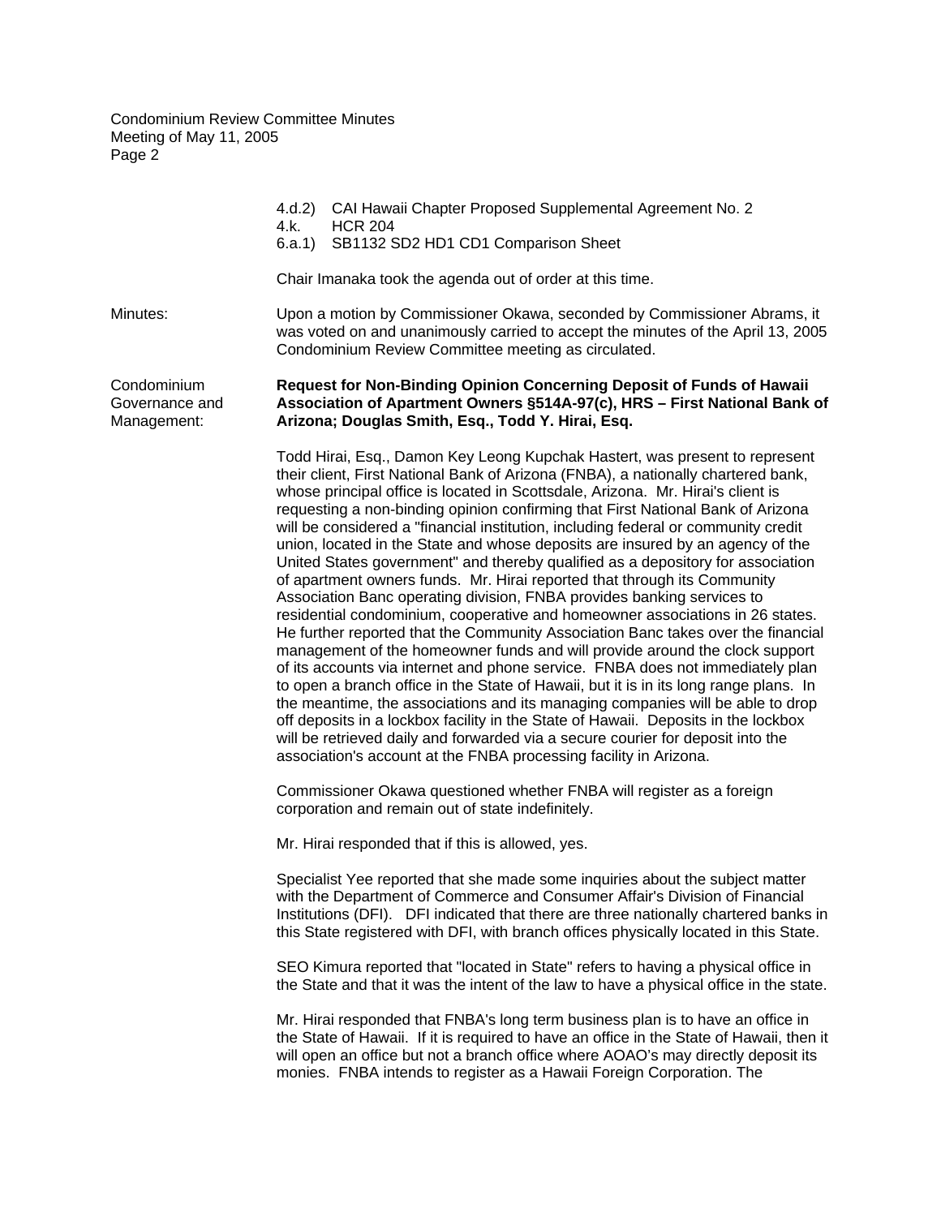4.d.2) CAI Hawaii Chapter Proposed Supplemental Agreement No. 2
4.k. HCR 204
6.a.1) SB1132 SD2 HD1 CD1 Comparison Sheet

Chair Imanaka took the agenda out of order at this time.

Minutes: Upon a motion by Commissioner Okawa, seconded by Commissioner Abrams, it was voted on and unanimously carried to accept the minutes of the April 13, 2005 Condominium Review Committee meeting as circulated.

Condominium Governance and Management:

**Request for Non-Binding Opinion Concerning Deposit of Funds of Hawaii Association of Apartment Owners §514A-97(c), HRS – First National Bank of Arizona; Douglas Smith, Esq., Todd Y. Hirai, Esq.**

Todd Hirai, Esq., Damon Key Leong Kupchak Hastert, was present to represent their client, First National Bank of Arizona (FNBA), a nationally chartered bank, whose principal office is located in Scottsdale, Arizona. Mr. Hirai's client is requesting a non-binding opinion confirming that First National Bank of Arizona will be considered a "financial institution, including federal or community credit union, located in the State and whose deposits are insured by an agency of the United States government" and thereby qualified as a depository for association of apartment owners funds. Mr. Hirai reported that through its Community Association Banc operating division, FNBA provides banking services to residential condominium, cooperative and homeowner associations in 26 states. He further reported that the Community Association Banc takes over the financial management of the homeowner funds and will provide around the clock support of its accounts via internet and phone service. FNBA does not immediately plan to open a branch office in the State of Hawaii, but it is in its long range plans. In the meantime, the associations and its managing companies will be able to drop off deposits in a lockbox facility in the State of Hawaii. Deposits in the lockbox will be retrieved daily and forwarded via a secure courier for deposit into the association's account at the FNBA processing facility in Arizona.

Commissioner Okawa questioned whether FNBA will register as a foreign corporation and remain out of state indefinitely.

Mr. Hirai responded that if this is allowed, yes.

Specialist Yee reported that she made some inquiries about the subject matter with the Department of Commerce and Consumer Affair's Division of Financial Institutions (DFI). DFI indicated that there are three nationally chartered banks in this State registered with DFI, with branch offices physically located in this State.

SEO Kimura reported that "located in State" refers to having a physical office in the State and that it was the intent of the law to have a physical office in the state.

Mr. Hirai responded that FNBA's long term business plan is to have an office in the State of Hawaii. If it is required to have an office in the State of Hawaii, then it will open an office but not a branch office where AOAO's may directly deposit its monies. FNBA intends to register as a Hawaii Foreign Corporation. The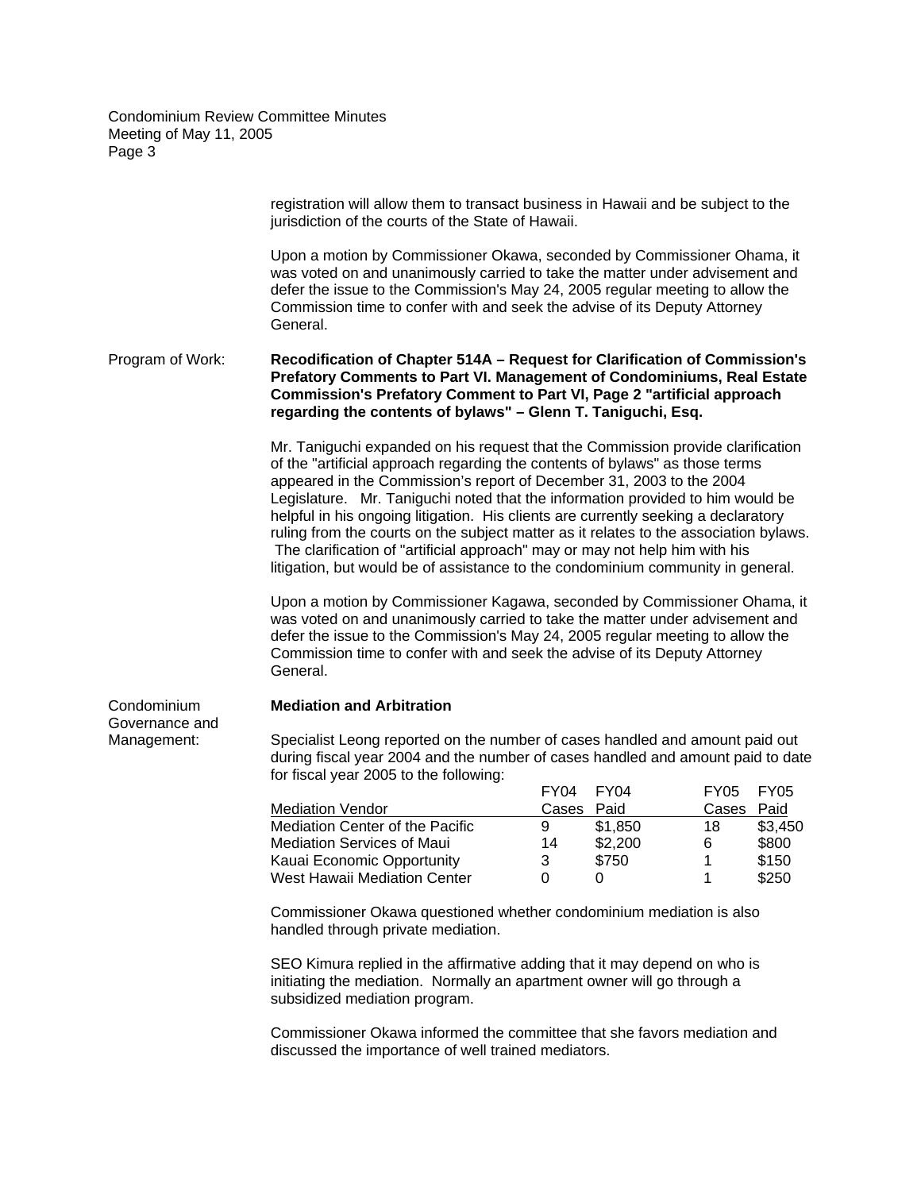registration will allow them to transact business in Hawaii and be subject to the jurisdiction of the courts of the State of Hawaii.

Upon a motion by Commissioner Okawa, seconded by Commissioner Ohama, it was voted on and unanimously carried to take the matter under advisement and defer the issue to the Commission's May 24, 2005 regular meeting to allow the Commission time to confer with and seek the advise of its Deputy Attorney General.

Program of Work: **Recodification of Chapter 514A – Request for Clarification of Commission's Prefatory Comments to Part VI. Management of Condominiums, Real Estate Commission's Prefatory Comment to Part VI, Page 2 "artificial approach regarding the contents of bylaws" – Glenn T. Taniguchi, Esq.**

Mr. Taniguchi expanded on his request that the Commission provide clarification of the "artificial approach regarding the contents of bylaws" as those terms appeared in the Commission's report of December 31, 2003 to the 2004 Legislature. Mr. Taniguchi noted that the information provided to him would be helpful in his ongoing litigation. His clients are currently seeking a declaratory ruling from the courts on the subject matter as it relates to the association bylaws. The clarification of "artificial approach" may or may not help him with his litigation, but would be of assistance to the condominium community in general.

Upon a motion by Commissioner Kagawa, seconded by Commissioner Ohama, it was voted on and unanimously carried to take the matter under advisement and defer the issue to the Commission's May 24, 2005 regular meeting to allow the Commission time to confer with and seek the advise of its Deputy Attorney General.

Condominium Governance and Management: **Mediation and Arbitration**

Specialist Leong reported on the number of cases handled and amount paid out during fiscal year 2004 and the number of cases handled and amount paid to date for fiscal year 2005 to the following:

| Mediation Vendor | FY04 Cases | FY04 Paid | FY05 Cases | FY05 Paid |
|---|---|---|---|---|
| Mediation Center of the Pacific | 9 | $1,850 | 18 | $3,450 |
| Mediation Services of Maui | 14 | $2,200 | 6 | $800 |
| Kauai Economic Opportunity | 3 | $750 | 1 | $150 |
| West Hawaii Mediation Center | 0 | 0 | 1 | $250 |

Commissioner Okawa questioned whether condominium mediation is also handled through private mediation.

SEO Kimura replied in the affirmative adding that it may depend on who is initiating the mediation. Normally an apartment owner will go through a subsidized mediation program.

Commissioner Okawa informed the committee that she favors mediation and discussed the importance of well trained mediators.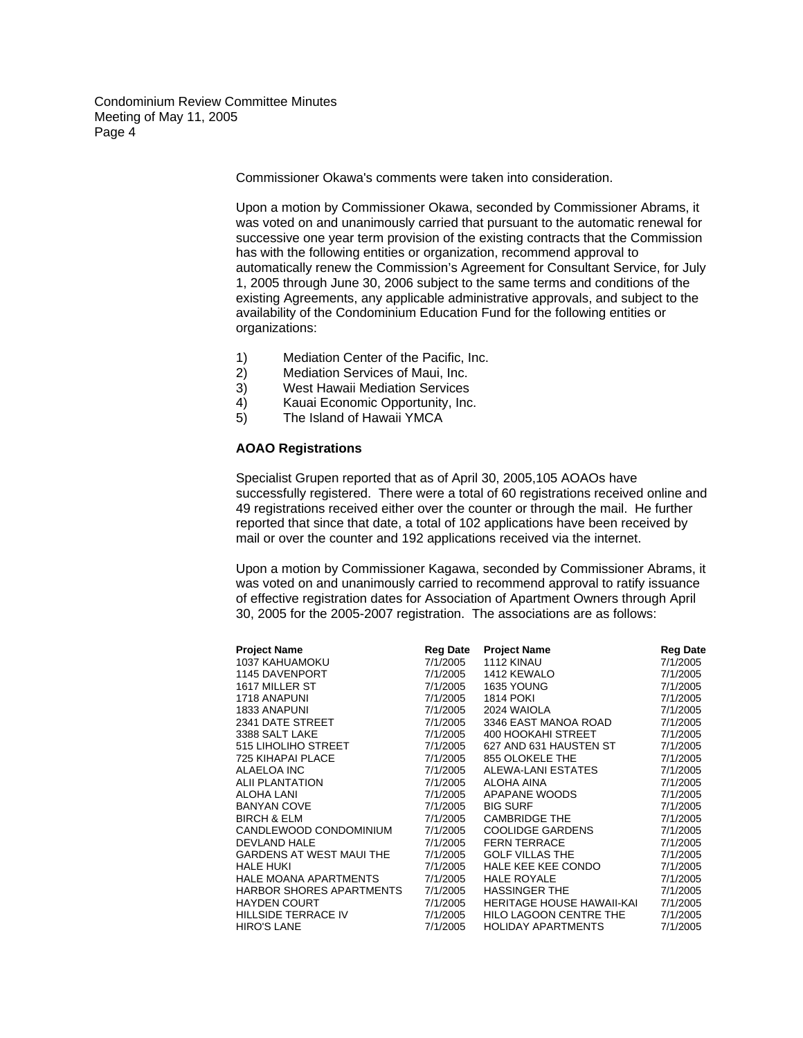Commissioner Okawa's comments were taken into consideration.

Upon a motion by Commissioner Okawa, seconded by Commissioner Abrams, it was voted on and unanimously carried that pursuant to the automatic renewal for successive one year term provision of the existing contracts that the Commission has with the following entities or organization, recommend approval to automatically renew the Commission's Agreement for Consultant Service, for July 1, 2005 through June 30, 2006 subject to the same terms and conditions of the existing Agreements, any applicable administrative approvals, and subject to the availability of the Condominium Education Fund for the following entities or organizations:

1) Mediation Center of the Pacific, Inc.
2) Mediation Services of Maui, Inc.
3) West Hawaii Mediation Services
4) Kauai Economic Opportunity, Inc.
5) The Island of Hawaii YMCA

**AOAO Registrations**

Specialist Grupen reported that as of April 30, 2005,105 AOAOs have successfully registered. There were a total of 60 registrations received online and 49 registrations received either over the counter or through the mail. He further reported that since that date, a total of 102 applications have been received by mail or over the counter and 192 applications received via the internet.

Upon a motion by Commissioner Kagawa, seconded by Commissioner Abrams, it was voted on and unanimously carried to recommend approval to ratify issuance of effective registration dates for Association of Apartment Owners through April 30, 2005 for the 2005-2007 registration. The associations are as follows:

| Project Name | Reg Date | Project Name | Reg Date |
|---|---|---|---|
| 1037 KAHUAMOKU | 7/1/2005 | 1112 KINAU | 7/1/2005 |
| 1145 DAVENPORT | 7/1/2005 | 1412 KEWALO | 7/1/2005 |
| 1617 MILLER ST | 7/1/2005 | 1635 YOUNG | 7/1/2005 |
| 1718 ANAPUNI | 7/1/2005 | 1814 POKI | 7/1/2005 |
| 1833 ANAPUNI | 7/1/2005 | 2024 WAIOLA | 7/1/2005 |
| 2341 DATE STREET | 7/1/2005 | 3346 EAST MANOA ROAD | 7/1/2005 |
| 3388 SALT LAKE | 7/1/2005 | 400 HOOKAHI STREET | 7/1/2005 |
| 515 LIHOLIHO STREET | 7/1/2005 | 627 AND 631 HAUSTEN ST | 7/1/2005 |
| 725 KIHAPAI PLACE | 7/1/2005 | 855 OLOKELE THE | 7/1/2005 |
| ALAELOA INC | 7/1/2005 | ALEWA-LANI ESTATES | 7/1/2005 |
| ALII PLANTATION | 7/1/2005 | ALOHA AINA | 7/1/2005 |
| ALOHA LANI | 7/1/2005 | APAPANE WOODS | 7/1/2005 |
| BANYAN COVE | 7/1/2005 | BIG SURF | 7/1/2005 |
| BIRCH & ELM | 7/1/2005 | CAMBRIDGE THE | 7/1/2005 |
| CANDLEWOOD CONDOMINIUM | 7/1/2005 | COOLIDGE GARDENS | 7/1/2005 |
| DEVLAND HALE | 7/1/2005 | FERN TERRACE | 7/1/2005 |
| GARDENS AT WEST MAUI THE | 7/1/2005 | GOLF VILLAS THE | 7/1/2005 |
| HALE HUKI | 7/1/2005 | HALE KEE KEE CONDO | 7/1/2005 |
| HALE MOANA APARTMENTS | 7/1/2005 | HALE ROYALE | 7/1/2005 |
| HARBOR SHORES APARTMENTS | 7/1/2005 | HASSINGER THE | 7/1/2005 |
| HAYDEN COURT | 7/1/2005 | HERITAGE HOUSE HAWAII-KAI | 7/1/2005 |
| HILLSIDE TERRACE IV | 7/1/2005 | HILO LAGOON CENTRE THE | 7/1/2005 |
| HIRO'S LANE | 7/1/2005 | HOLIDAY APARTMENTS | 7/1/2005 |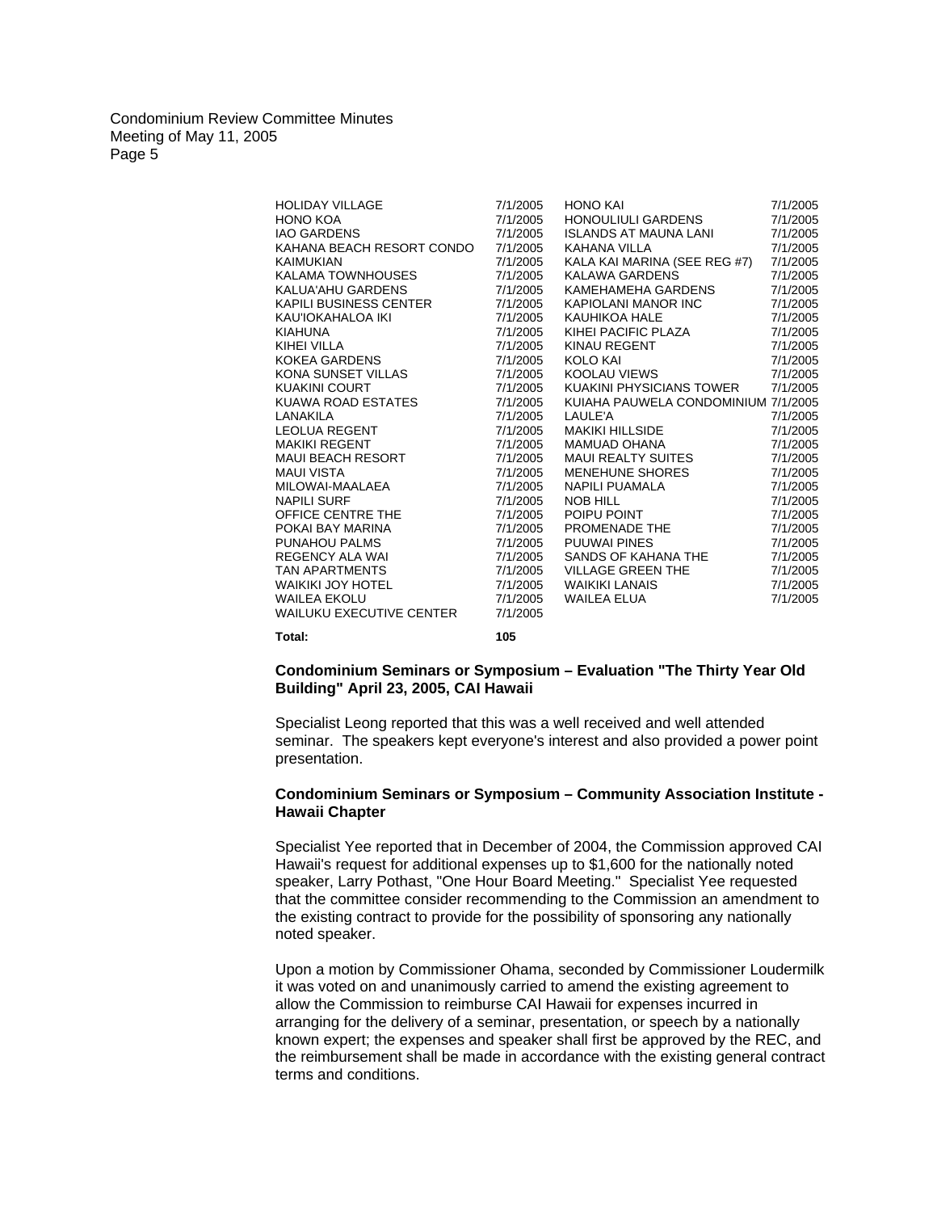| | | | |
|---|---|---|---|
| HOLIDAY VILLAGE | 7/1/2005 | HONO KAI | 7/1/2005 |
| HONO KOA | 7/1/2005 | HONOULIULI GARDENS | 7/1/2005 |
| IAO GARDENS | 7/1/2005 | ISLANDS AT MAUNA LANI | 7/1/2005 |
| KAHANA BEACH RESORT CONDO | 7/1/2005 | KAHANA VILLA | 7/1/2005 |
| KAIMUKIAN | 7/1/2005 | KALA KAI MARINA (SEE REG #7) | 7/1/2005 |
| KALAMA TOWNHOUSES | 7/1/2005 | KALAWA GARDENS | 7/1/2005 |
| KALUA'AHU GARDENS | 7/1/2005 | KAMEHAMEHA GARDENS | 7/1/2005 |
| KAPILI BUSINESS CENTER | 7/1/2005 | KAPIOLANI MANOR INC | 7/1/2005 |
| KAU'IOKAHALOA IKI | 7/1/2005 | KAUHIKOA HALE | 7/1/2005 |
| KIAHUNA | 7/1/2005 | KIHEI PACIFIC PLAZA | 7/1/2005 |
| KIHEI VILLA | 7/1/2005 | KINAU REGENT | 7/1/2005 |
| KOKEA GARDENS | 7/1/2005 | KOLO KAI | 7/1/2005 |
| KONA SUNSET VILLAS | 7/1/2005 | KOOLAU VIEWS | 7/1/2005 |
| KUAKINI COURT | 7/1/2005 | KUAKINI PHYSICIANS TOWER | 7/1/2005 |
| KUAWA ROAD ESTATES | 7/1/2005 | KUIAHA PAUWELA CONDOMINIUM | 7/1/2005 |
| LANAKILA | 7/1/2005 | LAULE'A | 7/1/2005 |
| LEOLUA REGENT | 7/1/2005 | MAKIKI HILLSIDE | 7/1/2005 |
| MAKIKI REGENT | 7/1/2005 | MAMUAD OHANA | 7/1/2005 |
| MAUI BEACH RESORT | 7/1/2005 | MAUI REALTY SUITES | 7/1/2005 |
| MAUI VISTA | 7/1/2005 | MENEHUNE SHORES | 7/1/2005 |
| MILOWAI-MAALAEA | 7/1/2005 | NAPILI PUAMALA | 7/1/2005 |
| NAPILI SURF | 7/1/2005 | NOB HILL | 7/1/2005 |
| OFFICE CENTRE THE | 7/1/2005 | POIPU POINT | 7/1/2005 |
| POKAI BAY MARINA | 7/1/2005 | PROMENADE THE | 7/1/2005 |
| PUNAHOU PALMS | 7/1/2005 | PUUWAI PINES | 7/1/2005 |
| REGENCY ALA WAI | 7/1/2005 | SANDS OF KAHANA THE | 7/1/2005 |
| TAN APARTMENTS | 7/1/2005 | VILLAGE GREEN THE | 7/1/2005 |
| WAIKIKI JOY HOTEL | 7/1/2005 | WAIKIKI LANAIS | 7/1/2005 |
| WAILEA EKOLU | 7/1/2005 | WAILEA ELUA | 7/1/2005 |
| WAILUKU EXECUTIVE CENTER | 7/1/2005 | | |
| **Total:** | **105** | | |

**Condominium Seminars or Symposium – Evaluation "The Thirty Year Old Building" April 23, 2005, CAI Hawaii**

Specialist Leong reported that this was a well received and well attended seminar. The speakers kept everyone's interest and also provided a power point presentation.

**Condominium Seminars or Symposium – Community Association Institute - Hawaii Chapter**

Specialist Yee reported that in December of 2004, the Commission approved CAI Hawaii's request for additional expenses up to $1,600 for the nationally noted speaker, Larry Pothast, "One Hour Board Meeting." Specialist Yee requested that the committee consider recommending to the Commission an amendment to the existing contract to provide for the possibility of sponsoring any nationally noted speaker.

Upon a motion by Commissioner Ohama, seconded by Commissioner Loudermilk it was voted on and unanimously carried to amend the existing agreement to allow the Commission to reimburse CAI Hawaii for expenses incurred in arranging for the delivery of a seminar, presentation, or speech by a nationally known expert; the expenses and speaker shall first be approved by the REC, and the reimbursement shall be made in accordance with the existing general contract terms and conditions.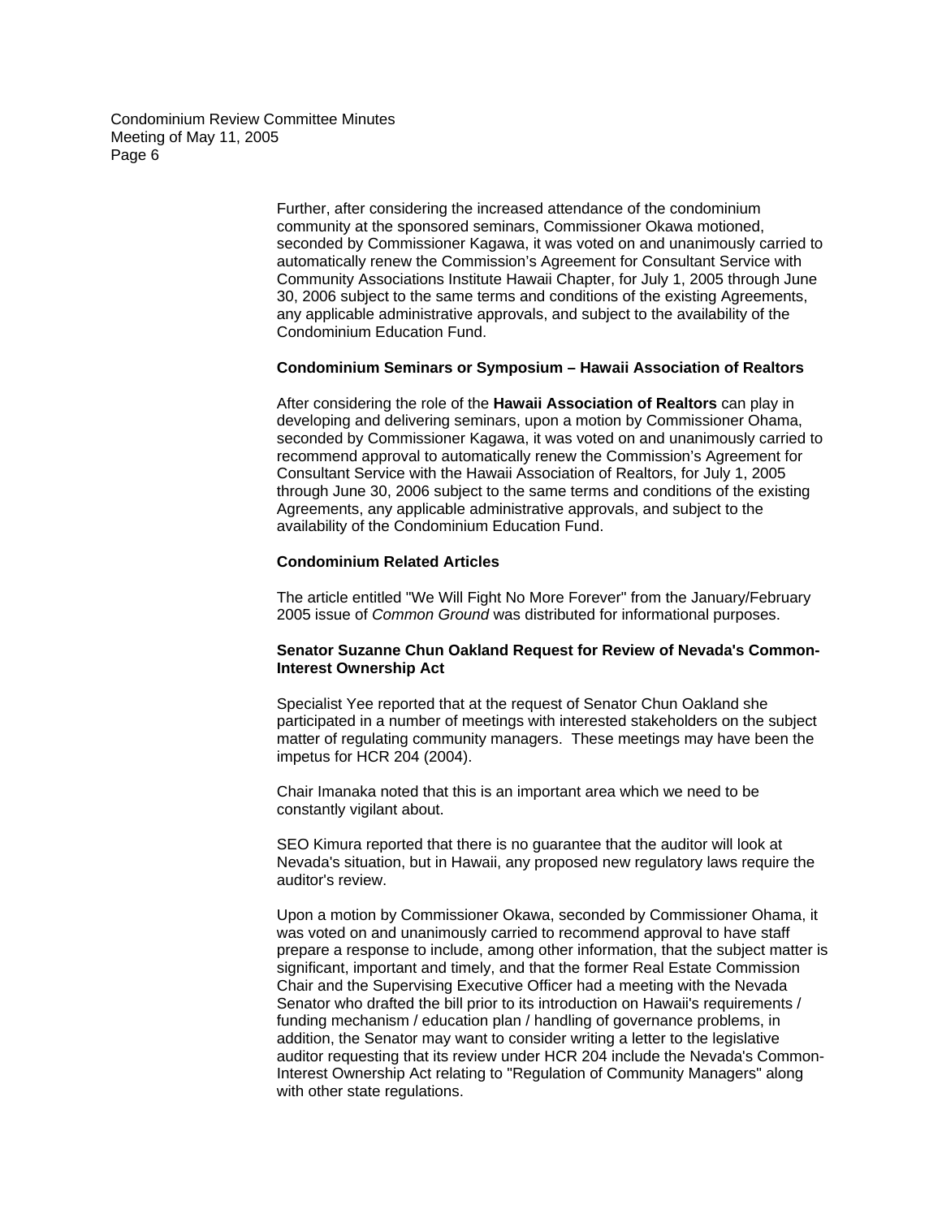Further, after considering the increased attendance of the condominium community at the sponsored seminars, Commissioner Okawa motioned, seconded by Commissioner Kagawa, it was voted on and unanimously carried to automatically renew the Commission's Agreement for Consultant Service with Community Associations Institute Hawaii Chapter, for July 1, 2005 through June 30, 2006 subject to the same terms and conditions of the existing Agreements, any applicable administrative approvals, and subject to the availability of the Condominium Education Fund.

**Condominium Seminars or Symposium – Hawaii Association of Realtors**

After considering the role of the **Hawaii Association of Realtors** can play in developing and delivering seminars, upon a motion by Commissioner Ohama, seconded by Commissioner Kagawa, it was voted on and unanimously carried to recommend approval to automatically renew the Commission's Agreement for Consultant Service with the Hawaii Association of Realtors, for July 1, 2005 through June 30, 2006 subject to the same terms and conditions of the existing Agreements, any applicable administrative approvals, and subject to the availability of the Condominium Education Fund.

**Condominium Related Articles**

The article entitled "We Will Fight No More Forever" from the January/February 2005 issue of *Common Ground* was distributed for informational purposes.

**Senator Suzanne Chun Oakland Request for Review of Nevada's Common-Interest Ownership Act**

Specialist Yee reported that at the request of Senator Chun Oakland she participated in a number of meetings with interested stakeholders on the subject matter of regulating community managers. These meetings may have been the impetus for HCR 204 (2004).

Chair Imanaka noted that this is an important area which we need to be constantly vigilant about.

SEO Kimura reported that there is no guarantee that the auditor will look at Nevada's situation, but in Hawaii, any proposed new regulatory laws require the auditor's review.

Upon a motion by Commissioner Okawa, seconded by Commissioner Ohama, it was voted on and unanimously carried to recommend approval to have staff prepare a response to include, among other information, that the subject matter is significant, important and timely, and that the former Real Estate Commission Chair and the Supervising Executive Officer had a meeting with the Nevada Senator who drafted the bill prior to its introduction on Hawaii's requirements / funding mechanism / education plan / handling of governance problems, in addition, the Senator may want to consider writing a letter to the legislative auditor requesting that its review under HCR 204 include the Nevada's Common-Interest Ownership Act relating to "Regulation of Community Managers" along with other state regulations.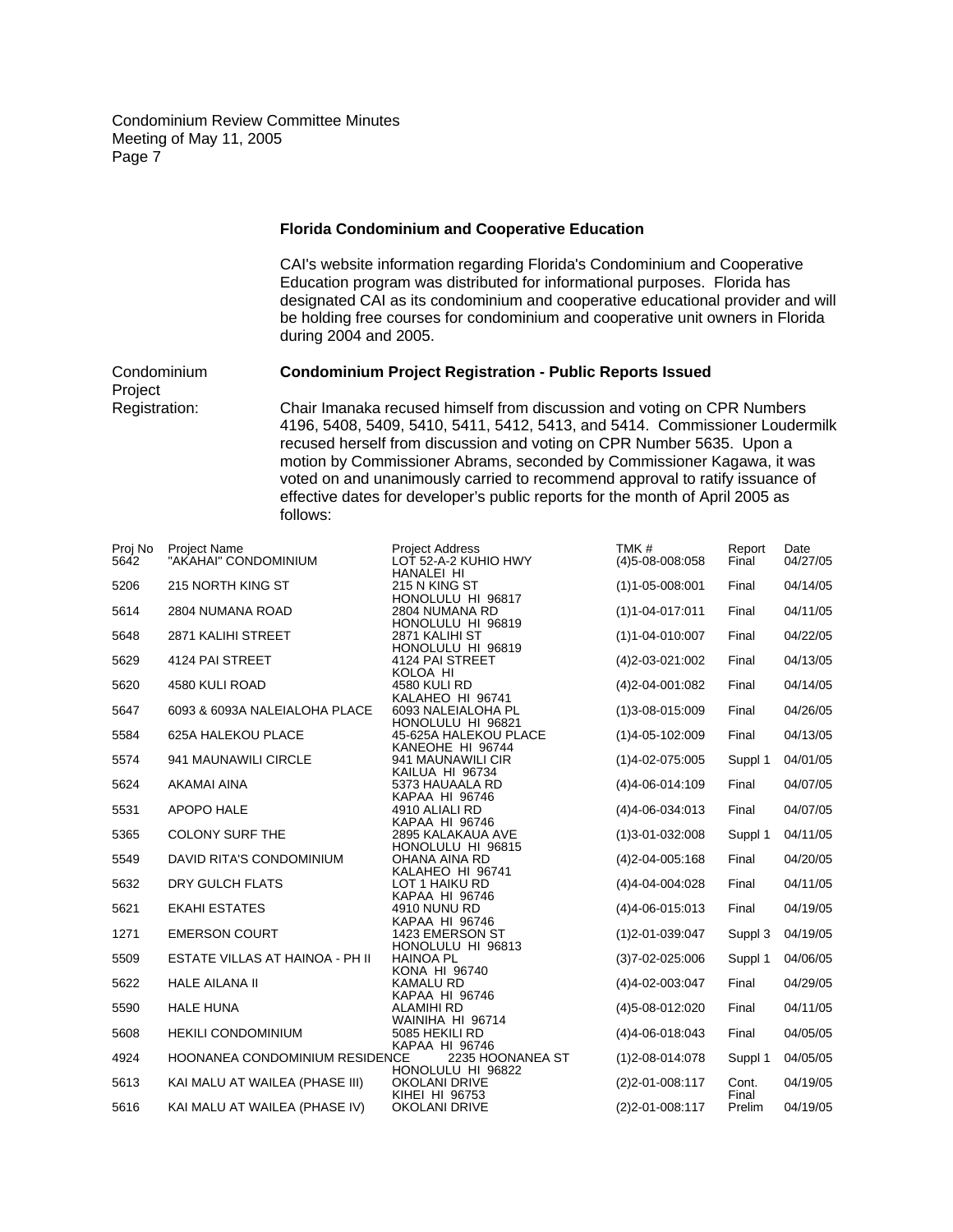### Florida Condominium and Cooperative Education

CAI's website information regarding Florida's Condominium and Cooperative Education program was distributed for informational purposes. Florida has designated CAI as its condominium and cooperative educational provider and will be holding free courses for condominium and cooperative unit owners in Florida during 2004 and 2005.

Condominium Project Registration:

### Condominium Project Registration - Public Reports Issued

Chair Imanaka recused himself from discussion and voting on CPR Numbers 4196, 5408, 5409, 5410, 5411, 5412, 5413, and 5414. Commissioner Loudermilk recused herself from discussion and voting on CPR Number 5635. Upon a motion by Commissioner Abrams, seconded by Commissioner Kagawa, it was voted on and unanimously carried to recommend approval to ratify issuance of effective dates for developer's public reports for the month of April 2005 as follows:

| Proj No | Project Name | Project Address | TMK # | Report | Date |
|---|---|---|---|---|---|
| 5642 | "AKAHAI" CONDOMINIUM | LOT 52-A-2 KUHIO HWY HANALEI HI | (4)5-08-008:058 | Final | 04/27/05 |
| 5206 | 215 NORTH KING ST | 215 N KING ST HONOLULU HI 96817 | (1)1-05-008:001 | Final | 04/14/05 |
| 5614 | 2804 NUMANA ROAD | 2804 NUMANA RD HONOLULU HI 96819 | (1)1-04-017:011 | Final | 04/11/05 |
| 5648 | 2871 KALIHI STREET | 2871 KALIHI ST HONOLULU HI 96819 | (1)1-04-010:007 | Final | 04/22/05 |
| 5629 | 4124 PAI STREET | 4124 PAI STREET KOLOA HI | (4)2-03-021:002 | Final | 04/13/05 |
| 5620 | 4580 KULI ROAD | 4580 KULI RD KALAHEO HI 96741 | (4)2-04-001:082 | Final | 04/14/05 |
| 5647 | 6093 & 6093A NALEIALOHA PLACE | 6093 NALEIALOHA PL HONOLULU HI 96821 | (1)3-08-015:009 | Final | 04/26/05 |
| 5584 | 625A HALEKOU PLACE | 45-625A HALEKOU PLACE KANEOHE HI 96744 | (1)4-05-102:009 | Final | 04/13/05 |
| 5574 | 941 MAUNAWILI CIRCLE | 941 MAUNAWILI CIR KAILUA HI 96734 | (1)4-02-075:005 | Suppl 1 | 04/01/05 |
| 5624 | AKAMAI AINA | 5373 HAUAALA RD KAPAA HI 96746 | (4)4-06-014:109 | Final | 04/07/05 |
| 5531 | APOPO HALE | 4910 ALIALI RD KAPAA HI 96746 | (4)4-06-034:013 | Final | 04/07/05 |
| 5365 | COLONY SURF THE | 2895 KALAKAUA AVE HONOLULU HI 96815 | (1)3-01-032:008 | Suppl 1 | 04/11/05 |
| 5549 | DAVID RITA'S CONDOMINIUM | OHANA AINA RD KALAHEO HI 96741 | (4)2-04-005:168 | Final | 04/20/05 |
| 5632 | DRY GULCH FLATS | LOT 1 HAIKU RD KAPAA HI 96746 | (4)4-04-004:028 | Final | 04/11/05 |
| 5621 | EKAHI ESTATES | 4910 NUNU RD KAPAA HI 96746 | (4)4-06-015:013 | Final | 04/19/05 |
| 1271 | EMERSON COURT | 1423 EMERSON ST HONOLULU HI 96813 | (1)2-01-039:047 | Suppl 3 | 04/19/05 |
| 5509 | ESTATE VILLAS AT HAINOA - PH II | HAINOA PL KONA HI 96740 | (3)7-02-025:006 | Suppl 1 | 04/06/05 |
| 5622 | HALE AILANA II | KAMALU RD KAPAA HI 96746 | (4)4-02-003:047 | Final | 04/29/05 |
| 5590 | HALE HUNA | ALAMIHI RD WAINIHA HI 96714 | (4)5-08-012:020 | Final | 04/11/05 |
| 5608 | HEKILI CONDOMINIUM | 5085 HEKILI RD KAPAA HI 96746 | (4)4-06-018:043 | Final | 04/05/05 |
| 4924 | HOONANEA CONDOMINIUM RESIDENCE | 2235 HOONANEA ST HONOLULU HI 96822 | (1)2-08-014:078 | Suppl 1 | 04/05/05 |
| 5613 | KAI MALU AT WAILEA (PHASE III) | OKOLANI DRIVE KIHEI HI 96753 | (2)2-01-008:117 | Cont. Final | 04/19/05 |
| 5616 | KAI MALU AT WAILEA (PHASE IV) | OKOLANI DRIVE | (2)2-01-008:117 | Prelim | 04/19/05 |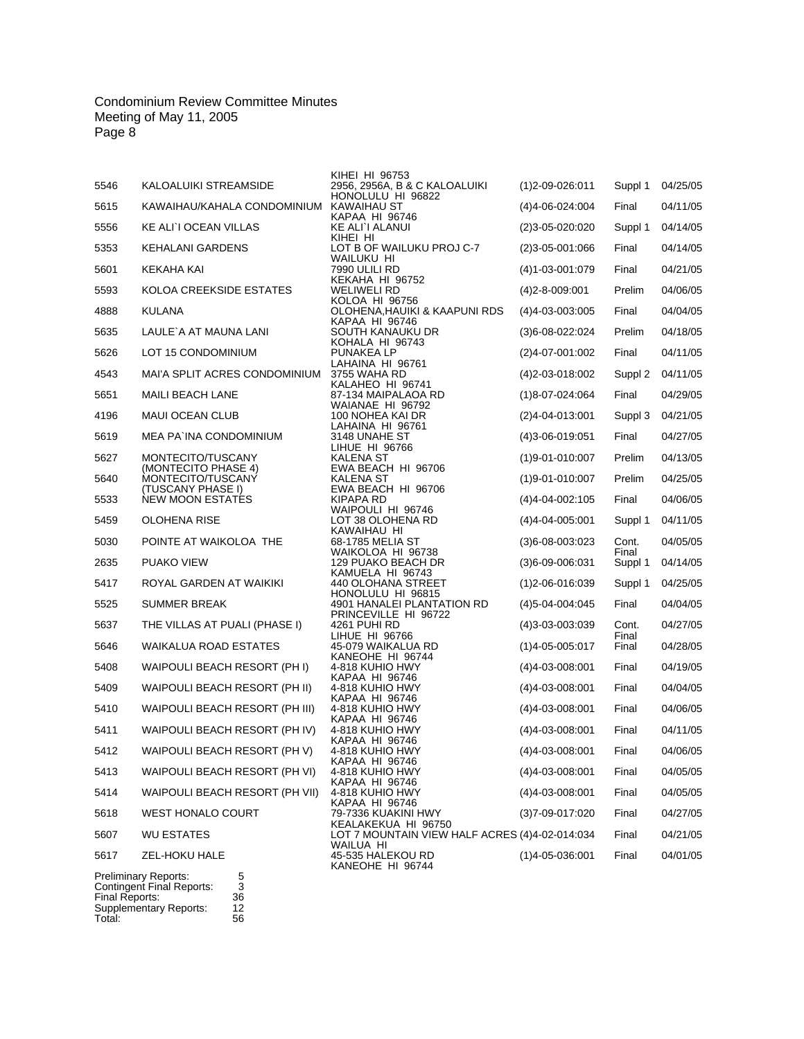| No. | Project Name | Address | TMK | Type | Date |
|---|---|---|---|---|---|
| | | KIHEI HI 96753 | | | |
| 5546 | KALOALUIKI STREAMSIDE | 2956, 2956A, B & C KALOALUIKI HONOLULU HI 96822 | (1)2-09-026:011 | Suppl 1 | 04/25/05 |
| 5615 | KAWAIHAU/KAHALA CONDOMINIUM | KAWAIHAU ST KAPAA HI 96746 | (4)4-06-024:004 | Final | 04/11/05 |
| 5556 | KE ALI`I OCEAN VILLAS | KE ALI`I ALANUI KIHEI HI | (2)3-05-020:020 | Suppl 1 | 04/14/05 |
| 5353 | KEHALANI GARDENS | LOT B OF WAILUKU PROJ C-7 WAILUKU HI | (2)3-05-001:066 | Final | 04/14/05 |
| 5601 | KEKAHA KAI | 7990 ULILI RD KEKAHA HI 96752 | (4)1-03-001:079 | Final | 04/21/05 |
| 5593 | KOLOA CREEKSIDE ESTATES | WELIWELI RD KOLOA HI 96756 | (4)2-8-009:001 | Prelim | 04/06/05 |
| 4888 | KULANA | OLOHENA,HAUIKI & KAAPUNI RDS KAPAA HI 96746 | (4)4-03-003:005 | Final | 04/04/05 |
| 5635 | LAULE`A AT MAUNA LANI | SOUTH KANAUKU DR KOHALA HI 96743 | (3)6-08-022:024 | Prelim | 04/18/05 |
| 5626 | LOT 15 CONDOMINIUM | PUNAKEA LP LAHAINA HI 96761 | (2)4-07-001:002 | Final | 04/11/05 |
| 4543 | MAI'A SPLIT ACRES CONDOMINIUM | 3755 WAHA RD KALAHEO HI 96741 | (4)2-03-018:002 | Suppl 2 | 04/11/05 |
| 5651 | MAILI BEACH LANE | 87-134 MAIPALAOA RD WAIANAE HI 96792 | (1)8-07-024:064 | Final | 04/29/05 |
| 4196 | MAUI OCEAN CLUB | 100 NOHEA KAI DR LAHAINA HI 96761 | (2)4-04-013:001 | Suppl 3 | 04/21/05 |
| 5619 | MEA PA`INA CONDOMINIUM | 3148 UNAHE ST LIHUE HI 96766 | (4)3-06-019:051 | Final | 04/27/05 |
| 5627 | MONTECITO/TUSCANY (MONTECITO PHASE 4) | KALENA ST EWA BEACH HI 96706 | (1)9-01-010:007 | Prelim | 04/13/05 |
| 5640 | MONTECITO/TUSCANY (TUSCANY PHASE I) | KALENA ST EWA BEACH HI 96706 | (1)9-01-010:007 | Prelim | 04/25/05 |
| 5533 | NEW MOON ESTATES | KIPAPA RD WAIPOULI HI 96746 | (4)4-04-002:105 | Final | 04/06/05 |
| 5459 | OLOHENA RISE | LOT 38 OLOHENA RD KAWAIHAU HI | (4)4-04-005:001 | Suppl 1 | 04/11/05 |
| 5030 | POINTE AT WAIKOLOA THE | 68-1785 MELIA ST WAIKOLOA HI 96738 | (3)6-08-003:023 | Cont. Final | 04/05/05 |
| 2635 | PUAKO VIEW | 129 PUAKO BEACH DR KAMUELA HI 96743 | (3)6-09-006:031 | Suppl 1 | 04/14/05 |
| 5417 | ROYAL GARDEN AT WAIKIKI | 440 OLOHANA STREET HONOLULU HI 96815 | (1)2-06-016:039 | Suppl 1 | 04/25/05 |
| 5525 | SUMMER BREAK | 4901 HANALEI PLANTATION RD PRINCEVILLE HI 96722 | (4)5-04-004:045 | Final | 04/04/05 |
| 5637 | THE VILLAS AT PUALI (PHASE I) | 4261 PUHI RD LIHUE HI 96766 | (4)3-03-003:039 | Cont. Final | 04/27/05 |
| 5646 | WAIKALUA ROAD ESTATES | 45-079 WAIKALUA RD KANEOHE HI 96744 | (1)4-05-005:017 | Final | 04/28/05 |
| 5408 | WAIPOULI BEACH RESORT (PH I) | 4-818 KUHIO HWY KAPAA HI 96746 | (4)4-03-008:001 | Final | 04/19/05 |
| 5409 | WAIPOULI BEACH RESORT (PH II) | 4-818 KUHIO HWY KAPAA HI 96746 | (4)4-03-008:001 | Final | 04/04/05 |
| 5410 | WAIPOULI BEACH RESORT (PH III) | 4-818 KUHIO HWY KAPAA HI 96746 | (4)4-03-008:001 | Final | 04/06/05 |
| 5411 | WAIPOULI BEACH RESORT (PH IV) | 4-818 KUHIO HWY KAPAA HI 96746 | (4)4-03-008:001 | Final | 04/11/05 |
| 5412 | WAIPOULI BEACH RESORT (PH V) | 4-818 KUHIO HWY KAPAA HI 96746 | (4)4-03-008:001 | Final | 04/06/05 |
| 5413 | WAIPOULI BEACH RESORT (PH VI) | 4-818 KUHIO HWY KAPAA HI 96746 | (4)4-03-008:001 | Final | 04/05/05 |
| 5414 | WAIPOULI BEACH RESORT (PH VII) | 4-818 KUHIO HWY KAPAA HI 96746 | (4)4-03-008:001 | Final | 04/05/05 |
| 5618 | WEST HONALO COURT | 79-7336 KUAKINI HWY KEALAKEKUA HI 96750 | (3)7-09-017:020 | Final | 04/27/05 |
| 5607 | WU ESTATES | LOT 7 MOUNTAIN VIEW HALF ACRES WAILUA HI | (4)4-02-014:034 | Final | 04/21/05 |
| 5617 | ZEL-HOKU HALE | 45-535 HALEKOU RD KANEOHE HI 96744 | (1)4-05-036:001 | Final | 04/01/05 |

| | |
|---|---|
| Preliminary Reports: | 5 |
| Contingent Final Reports: | 3 |
| Final Reports: | 36 |
| Supplementary Reports: | 12 |
| Total: | 56 |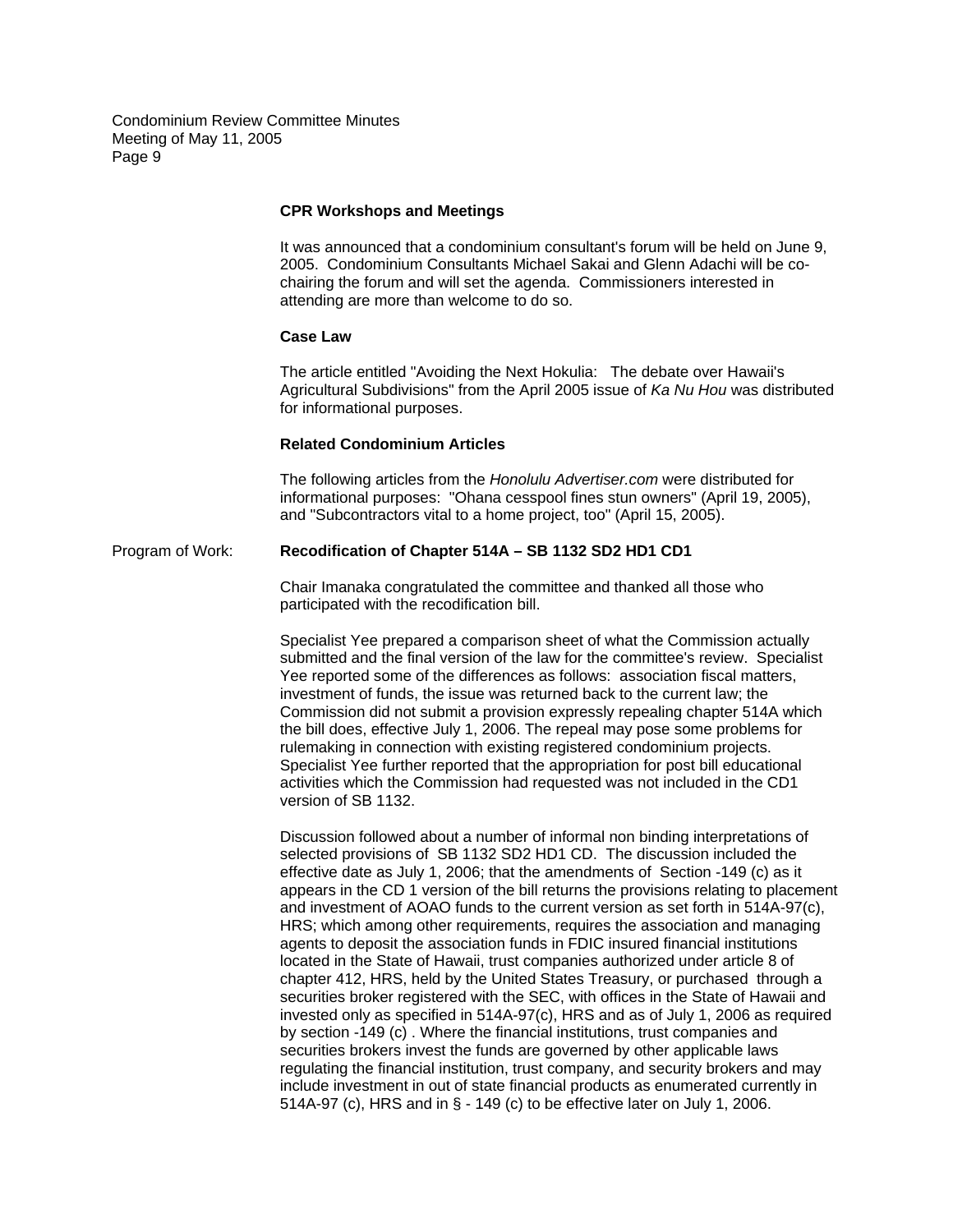### CPR Workshops and Meetings

It was announced that a condominium consultant's forum will be held on June 9, 2005. Condominium Consultants Michael Sakai and Glenn Adachi will be co-chairing the forum and will set the agenda. Commissioners interested in attending are more than welcome to do so.

### Case Law

The article entitled "Avoiding the Next Hokulia: The debate over Hawaii's Agricultural Subdivisions" from the April 2005 issue of *Ka Nu Hou* was distributed for informational purposes.

### Related Condominium Articles

The following articles from the *Honolulu Advertiser.com* were distributed for informational purposes: "Ohana cesspool fines stun owners" (April 19, 2005), and "Subcontractors vital to a home project, too" (April 15, 2005).

Program of Work: **Recodification of Chapter 514A – SB 1132 SD2 HD1 CD1**

Chair Imanaka congratulated the committee and thanked all those who participated with the recodification bill.

Specialist Yee prepared a comparison sheet of what the Commission actually submitted and the final version of the law for the committee's review. Specialist Yee reported some of the differences as follows: association fiscal matters, investment of funds, the issue was returned back to the current law; the Commission did not submit a provision expressly repealing chapter 514A which the bill does, effective July 1, 2006. The repeal may pose some problems for rulemaking in connection with existing registered condominium projects. Specialist Yee further reported that the appropriation for post bill educational activities which the Commission had requested was not included in the CD1 version of SB 1132.

Discussion followed about a number of informal non binding interpretations of selected provisions of SB 1132 SD2 HD1 CD. The discussion included the effective date as July 1, 2006; that the amendments of Section -149 (c) as it appears in the CD 1 version of the bill returns the provisions relating to placement and investment of AOAO funds to the current version as set forth in 514A-97(c), HRS; which among other requirements, requires the association and managing agents to deposit the association funds in FDIC insured financial institutions located in the State of Hawaii, trust companies authorized under article 8 of chapter 412, HRS, held by the United States Treasury, or purchased through a securities broker registered with the SEC, with offices in the State of Hawaii and invested only as specified in 514A-97(c), HRS and as of July 1, 2006 as required by section -149 (c) . Where the financial institutions, trust companies and securities brokers invest the funds are governed by other applicable laws regulating the financial institution, trust company, and security brokers and may include investment in out of state financial products as enumerated currently in 514A-97 (c), HRS and in § - 149 (c) to be effective later on July 1, 2006.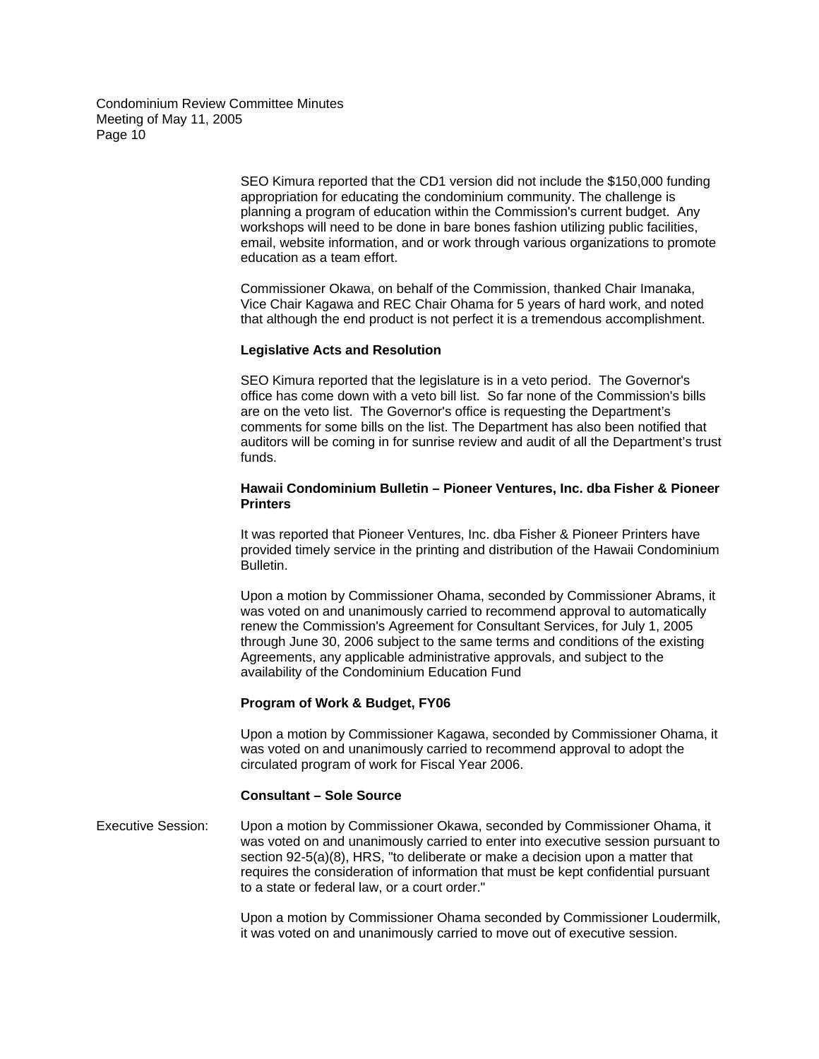SEO Kimura reported that the CD1 version did not include the $150,000 funding appropriation for educating the condominium community. The challenge is planning a program of education within the Commission's current budget. Any workshops will need to be done in bare bones fashion utilizing public facilities, email, website information, and or work through various organizations to promote education as a team effort.

Commissioner Okawa, on behalf of the Commission, thanked Chair Imanaka, Vice Chair Kagawa and REC Chair Ohama for 5 years of hard work, and noted that although the end product is not perfect it is a tremendous accomplishment.

**Legislative Acts and Resolution**

SEO Kimura reported that the legislature is in a veto period. The Governor's office has come down with a veto bill list. So far none of the Commission's bills are on the veto list. The Governor's office is requesting the Department's comments for some bills on the list. The Department has also been notified that auditors will be coming in for sunrise review and audit of all the Department's trust funds.

**Hawaii Condominium Bulletin – Pioneer Ventures, Inc. dba Fisher & Pioneer Printers**

It was reported that Pioneer Ventures, Inc. dba Fisher & Pioneer Printers have provided timely service in the printing and distribution of the Hawaii Condominium Bulletin.

Upon a motion by Commissioner Ohama, seconded by Commissioner Abrams, it was voted on and unanimously carried to recommend approval to automatically renew the Commission's Agreement for Consultant Services, for July 1, 2005 through June 30, 2006 subject to the same terms and conditions of the existing Agreements, any applicable administrative approvals, and subject to the availability of the Condominium Education Fund

**Program of Work & Budget, FY06**

Upon a motion by Commissioner Kagawa, seconded by Commissioner Ohama, it was voted on and unanimously carried to recommend approval to adopt the circulated program of work for Fiscal Year 2006.

**Consultant – Sole Source**

Executive Session: Upon a motion by Commissioner Okawa, seconded by Commissioner Ohama, it was voted on and unanimously carried to enter into executive session pursuant to section 92-5(a)(8), HRS, "to deliberate or make a decision upon a matter that requires the consideration of information that must be kept confidential pursuant to a state or federal law, or a court order."

Upon a motion by Commissioner Ohama seconded by Commissioner Loudermilk, it was voted on and unanimously carried to move out of executive session.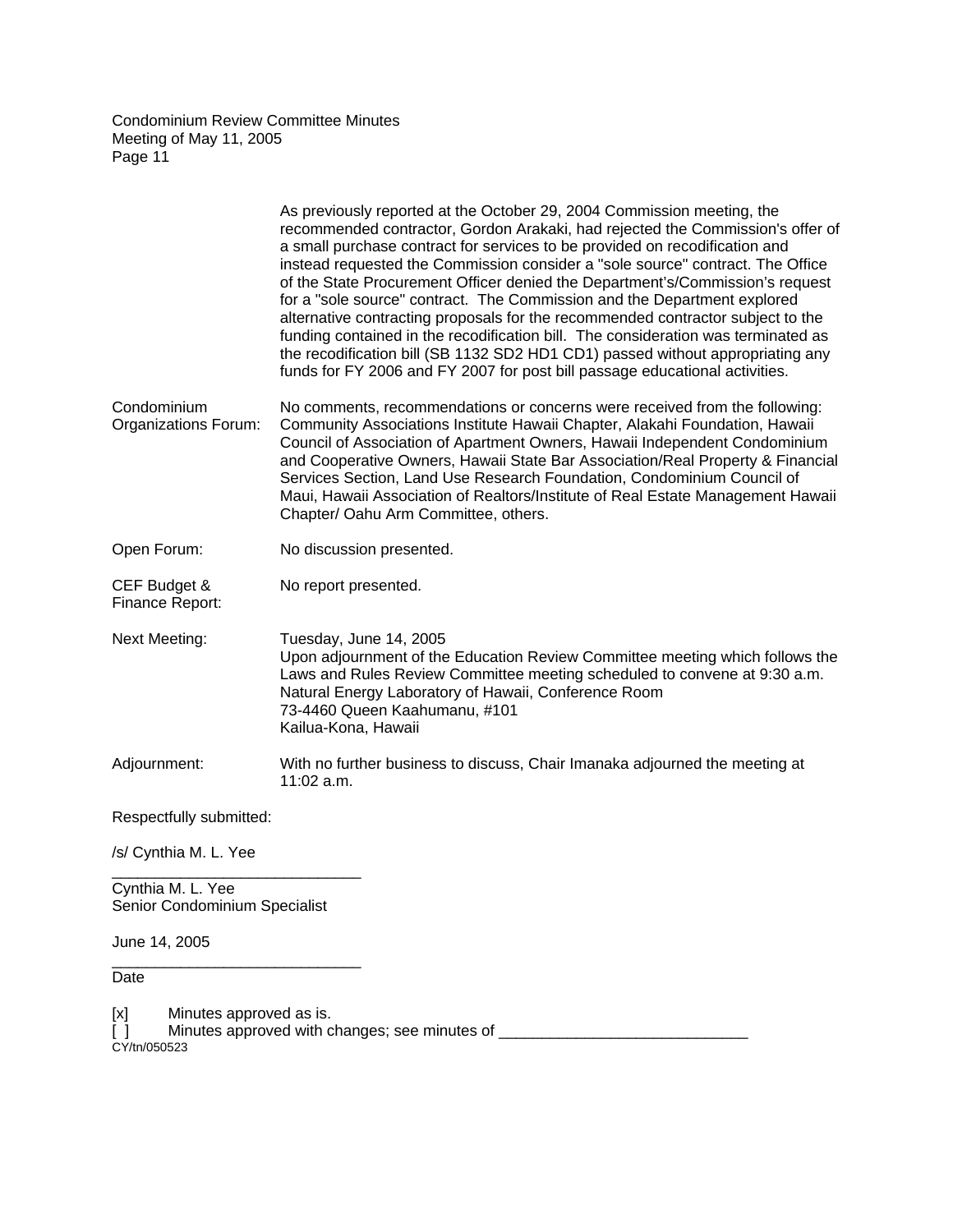As previously reported at the October 29, 2004 Commission meeting, the recommended contractor, Gordon Arakaki, had rejected the Commission's offer of a small purchase contract for services to be provided on recodification and instead requested the Commission consider a "sole source" contract. The Office of the State Procurement Officer denied the Department's/Commission's request for a "sole source" contract. The Commission and the Department explored alternative contracting proposals for the recommended contractor subject to the funding contained in the recodification bill. The consideration was terminated as the recodification bill (SB 1132 SD2 HD1 CD1) passed without appropriating any funds for FY 2006 and FY 2007 for post bill passage educational activities.

Condominium Organizations Forum: No comments, recommendations or concerns were received from the following: Community Associations Institute Hawaii Chapter, Alakahi Foundation, Hawaii Council of Association of Apartment Owners, Hawaii Independent Condominium and Cooperative Owners, Hawaii State Bar Association/Real Property & Financial Services Section, Land Use Research Foundation, Condominium Council of Maui, Hawaii Association of Realtors/Institute of Real Estate Management Hawaii Chapter/ Oahu Arm Committee, others.

Open Forum: No discussion presented.

CEF Budget & Finance Report: No report presented.

Next Meeting: Tuesday, June 14, 2005
Upon adjournment of the Education Review Committee meeting which follows the Laws and Rules Review Committee meeting scheduled to convene at 9:30 a.m.
Natural Energy Laboratory of Hawaii, Conference Room
73-4460 Queen Kaahumanu, #101
Kailua-Kona, Hawaii

Adjournment: With no further business to discuss, Chair Imanaka adjourned the meeting at 11:02 a.m.

Respectfully submitted:

/s/ Cynthia M. L. Yee
_____________________________
Cynthia M. L. Yee
Senior Condominium Specialist

June 14, 2005
_____________________________
Date

[x] Minutes approved as is.
[ ] Minutes approved with changes; see minutes of _____________________________

CY/tn/050523